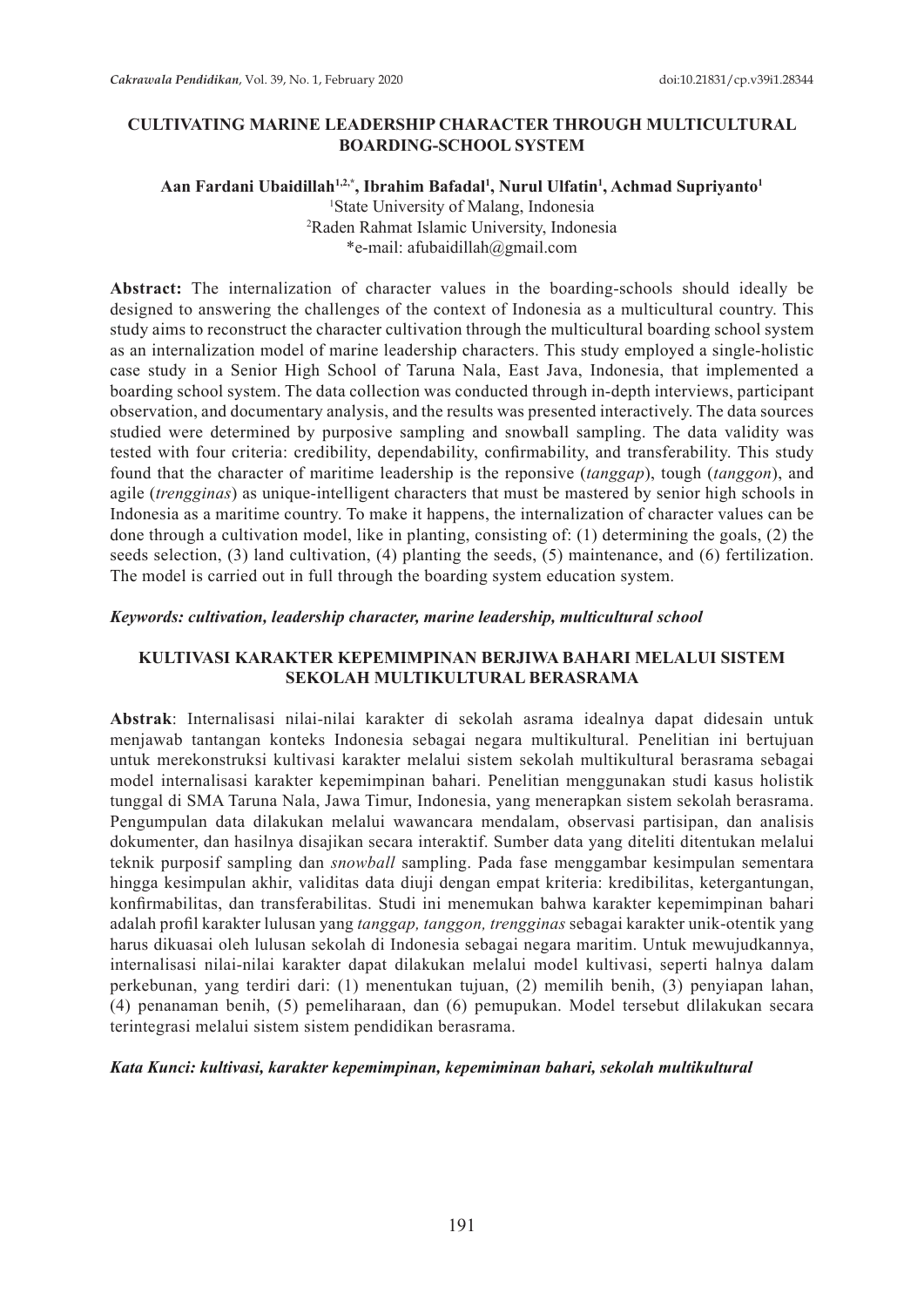# CULTIVATING MARINE LEADERSHIP CHARACTER THROUGH MULTICULTURAL BOARDING-SCHOOL SYSTEM

**Aan Fardani Ubaidillah[1,2,*], Ibrahim Bafadal[1], Nurul Ulfatin[1], Achmad Supriyanto[1]**

[1]State University of Malang, Indonesia
[2]Raden Rahmat Islamic University, Indonesia
*e-mail: afubaidillah@gmail.com

**Abstract:** The internalization of character values in the boarding-schools should ideally be designed to answering the challenges of the context of Indonesia as a multicultural country. This study aims to reconstruct the character cultivation through the multicultural boarding school system as an internalization model of marine leadership characters. This study employed a single-holistic case study in a Senior High School of Taruna Nala, East Java, Indonesia, that implemented a boarding school system. The data collection was conducted through in-depth interviews, participant observation, and documentary analysis, and the results was presented interactively. The data sources studied were determined by purposive sampling and snowball sampling. The data validity was tested with four criteria: credibility, dependability, confirmability, and transferability. This study found that the character of maritime leadership is the reponsive (*tanggap*), tough (*tanggon*), and agile (*trengginas*) as unique-intelligent characters that must be mastered by senior high schools in Indonesia as a maritime country. To make it happens, the internalization of character values can be done through a cultivation model, like in planting, consisting of: (1) determining the goals, (2) the seeds selection, (3) land cultivation, (4) planting the seeds, (5) maintenance, and (6) fertilization. The model is carried out in full through the boarding system education system.

***Keywords: cultivation, leadership character, marine leadership, multicultural school***

# KULTIVASI KARAKTER KEPEMIMPINAN BERJIWA BAHARI MELALUI SISTEM SEKOLAH MULTIKULTURAL BERASRAMA

**Abstrak**: Internalisasi nilai-nilai karakter di sekolah asrama idealnya dapat didesain untuk menjawab tantangan konteks Indonesia sebagai negara multikultural. Penelitian ini bertujuan untuk merekonstruksi kultivasi karakter melalui sistem sekolah multikultural berasrama sebagai model internalisasi karakter kepemimpinan bahari. Penelitian menggunakan studi kasus holistik tunggal di SMA Taruna Nala, Jawa Timur, Indonesia, yang menerapkan sistem sekolah berasrama. Pengumpulan data dilakukan melalui wawancara mendalam, observasi partisipan, dan analisis dokumenter, dan hasilnya disajikan secara interaktif. Sumber data yang diteliti ditentukan melalui teknik purposif sampling dan *snowball* sampling. Pada fase menggambar kesimpulan sementara hingga kesimpulan akhir, validitas data diuji dengan empat kriteria: kredibilitas, ketergantungan, konfirmabilitas, dan transferabilitas. Studi ini menemukan bahwa karakter kepemimpinan bahari adalah profil karakter lulusan yang *tanggap, tanggon, trengginas* sebagai karakter unik-otentik yang harus dikuasai oleh lulusan sekolah di Indonesia sebagai negara maritim. Untuk mewujudkannya, internalisasi nilai-nilai karakter dapat dilakukan melalui model kultivasi, seperti halnya dalam perkebunan, yang terdiri dari: (1) menentukan tujuan, (2) memilih benih, (3) penyiapan lahan, (4) penanaman benih, (5) pemeliharaan, dan (6) pemupukan. Model tersebut dlilakukan secara terintegrasi melalui sistem sistem pendidikan berasrama.

***Kata Kunci: kultivasi, karakter kepemimpinan, kepemiminan bahari, sekolah multikultural***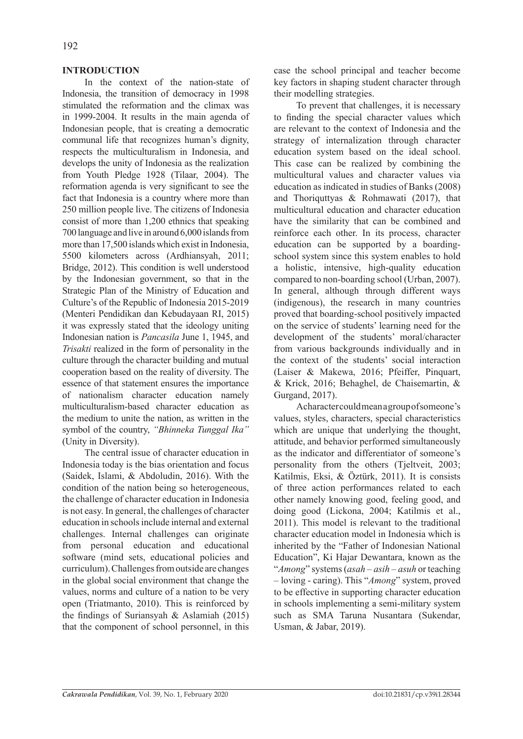## INTRODUCTION

In the context of the nation-state of Indonesia, the transition of democracy in 1998 stimulated the reformation and the climax was in 1999-2004. It results in the main agenda of Indonesian people, that is creating a democratic communal life that recognizes human's dignity, respects the multiculturalism in Indonesia, and develops the unity of Indonesia as the realization from Youth Pledge 1928 (Tilaar, 2004). The reformation agenda is very significant to see the fact that Indonesia is a country where more than 250 million people live. The citizens of Indonesia consist of more than 1,200 ethnics that speaking 700 language and live in around 6,000 islands from more than 17,500 islands which exist in Indonesia, 5500 kilometers across (Ardhiansyah, 2011; Bridge, 2012). This condition is well understood by the Indonesian government, so that in the Strategic Plan of the Ministry of Education and Culture's of the Republic of Indonesia 2015-2019 (Menteri Pendidikan dan Kebudayaan RI, 2015) it was expressly stated that the ideology uniting Indonesian nation is *Pancasila* June 1, 1945, and *Trisakti* realized in the form of personality in the culture through the character building and mutual cooperation based on the reality of diversity. The essence of that statement ensures the importance of nationalism character education namely multiculturalism-based character education as the medium to unite the nation, as written in the symbol of the country, *"Bhinneka Tunggal Ika"* (Unity in Diversity).

The central issue of character education in Indonesia today is the bias orientation and focus (Saidek, Islami, & Abdoludin, 2016). With the condition of the nation being so heterogeneous, the challenge of character education in Indonesia is not easy. In general, the challenges of character education in schools include internal and external challenges. Internal challenges can originate from personal education and educational software (mind sets, educational policies and curriculum). Challenges from outside are changes in the global social environment that change the values, norms and culture of a nation to be very open (Triatmanto, 2010). This is reinforced by the findings of Suriansyah & Aslamiah (2015) that the component of school personnel, in this case the school principal and teacher become key factors in shaping student character through their modelling strategies.

To prevent that challenges, it is necessary to finding the special character values which are relevant to the context of Indonesia and the strategy of internalization through character education system based on the ideal school. This case can be realized by combining the multicultural values and character values via education as indicated in studies of Banks (2008) and Thoriquttyas & Rohmawati (2017), that multicultural education and character education have the similarity that can be combined and reinforce each other. In its process, character education can be supported by a boarding-school system since this system enables to hold a holistic, intensive, high-quality education compared to non-boarding school (Urban, 2007). In general, although through different ways (indigenous), the research in many countries proved that boarding-school positively impacted on the service of students' learning need for the development of the students' moral/character from various backgrounds individually and in the context of the students' social interaction (Laiser & Makewa, 2016; Pfeiffer, Pinquart, & Krick, 2016; Behaghel, de Chaisemartin, & Gurgand, 2017).

A character could mean a group of someone's values, styles, characters, special characteristics which are unique that underlying the thought, attitude, and behavior performed simultaneously as the indicator and differentiator of someone's personality from the others (Tjeltveit, 2003; Katilmis, Eksi, & Öztürk, 2011). It is consists of three action performances related to each other namely knowing good, feeling good, and doing good (Lickona, 2004; Katilmis et al., 2011). This model is relevant to the traditional character education model in Indonesia which is inherited by the "Father of Indonesian National Education", Ki Hajar Dewantara, known as the "*Among*" systems (*asah – asih – asuh* or teaching – loving - caring). This "*Among*" system, proved to be effective in supporting character education in schools implementing a semi-military system such as SMA Taruna Nusantara (Sukendar, Usman, & Jabar, 2019).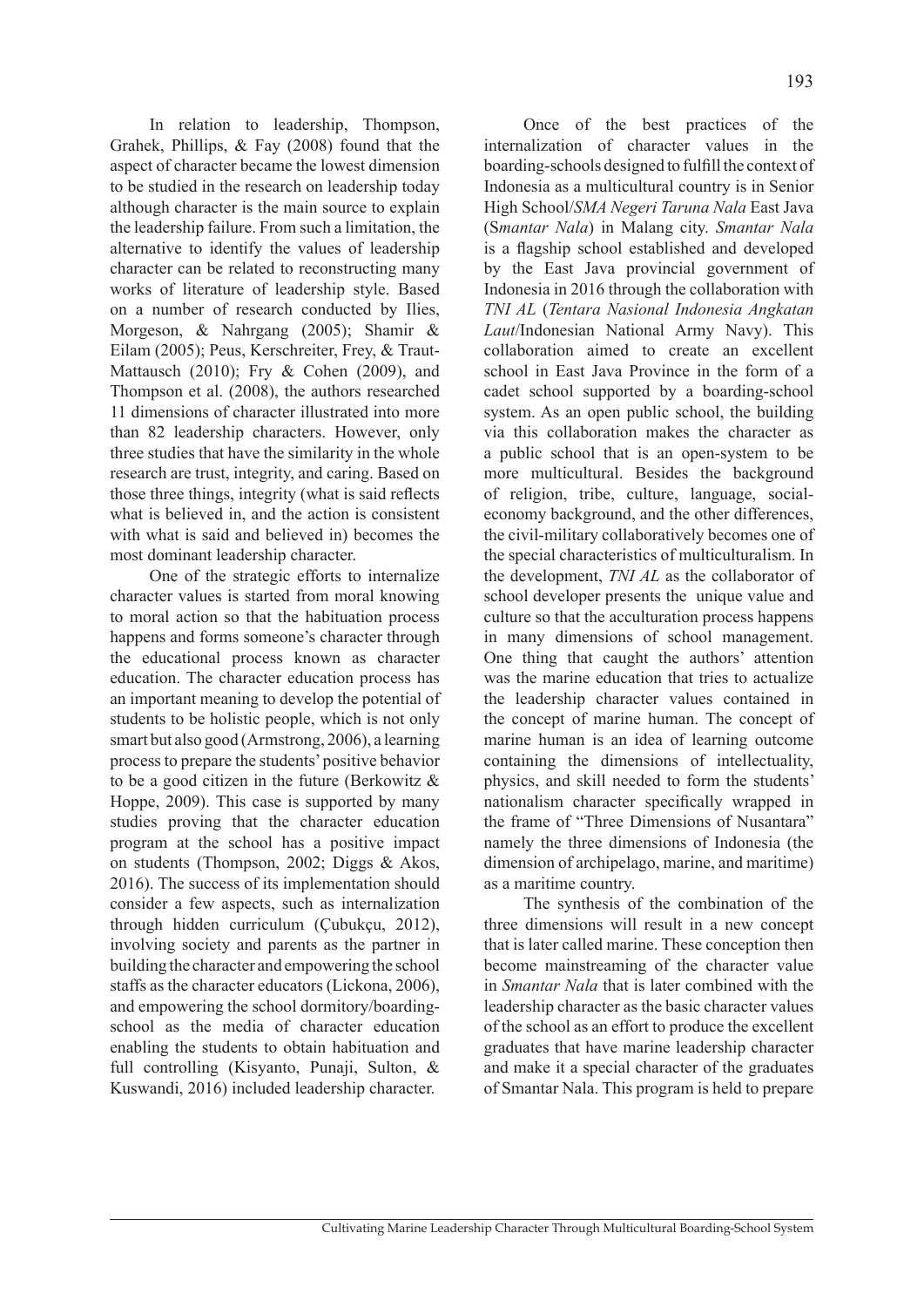In relation to leadership, Thompson, Grahek, Phillips, & Fay (2008) found that the aspect of character became the lowest dimension to be studied in the research on leadership today although character is the main source to explain the leadership failure. From such a limitation, the alternative to identify the values of leadership character can be related to reconstructing many works of literature of leadership style. Based on a number of research conducted by Ilies, Morgeson, & Nahrgang (2005); Shamir & Eilam (2005); Peus, Kerschreiter, Frey, & Traut-Mattausch (2010); Fry & Cohen (2009), and Thompson et al. (2008), the authors researched 11 dimensions of character illustrated into more than 82 leadership characters. However, only three studies that have the similarity in the whole research are trust, integrity, and caring. Based on those three things, integrity (what is said reflects what is believed in, and the action is consistent with what is said and believed in) becomes the most dominant leadership character.

One of the strategic efforts to internalize character values is started from moral knowing to moral action so that the habituation process happens and forms someone's character through the educational process known as character education. The character education process has an important meaning to develop the potential of students to be holistic people, which is not only smart but also good (Armstrong, 2006), a learning process to prepare the students' positive behavior to be a good citizen in the future (Berkowitz & Hoppe, 2009). This case is supported by many studies proving that the character education program at the school has a positive impact on students (Thompson, 2002; Diggs & Akos, 2016). The success of its implementation should consider a few aspects, such as internalization through hidden curriculum (Çubukçu, 2012), involving society and parents as the partner in building the character and empowering the school staffs as the character educators (Lickona, 2006), and empowering the school dormitory/boarding-school as the media of character education enabling the students to obtain habituation and full controlling (Kisyanto, Punaji, Sulton, & Kuswandi, 2016) included leadership character.

Once of the best practices of the internalization of character values in the boarding-schools designed to fulfill the context of Indonesia as a multicultural country is in Senior High School/*SMA Negeri Taruna Nala* East Java (S*mantar Nala*) in Malang city. *Smantar Nala* is a flagship school established and developed by the East Java provincial government of Indonesia in 2016 through the collaboration with *TNI AL* (*Tentara Nasional Indonesia Angkatan Laut*/Indonesian National Army Navy). This collaboration aimed to create an excellent school in East Java Province in the form of a cadet school supported by a boarding-school system. As an open public school, the building via this collaboration makes the character as a public school that is an open-system to be more multicultural. Besides the background of religion, tribe, culture, language, social-economy background, and the other differences, the civil-military collaboratively becomes one of the special characteristics of multiculturalism. In the development, *TNI AL* as the collaborator of school developer presents the unique value and culture so that the acculturation process happens in many dimensions of school management. One thing that caught the authors' attention was the marine education that tries to actualize the leadership character values contained in the concept of marine human. The concept of marine human is an idea of learning outcome containing the dimensions of intellectuality, physics, and skill needed to form the students' nationalism character specifically wrapped in the frame of "Three Dimensions of Nusantara" namely the three dimensions of Indonesia (the dimension of archipelago, marine, and maritime) as a maritime country.

The synthesis of the combination of the three dimensions will result in a new concept that is later called marine. These conception then become mainstreaming of the character value in *Smantar Nala* that is later combined with the leadership character as the basic character values of the school as an effort to produce the excellent graduates that have marine leadership character and make it a special character of the graduates of Smantar Nala. This program is held to prepare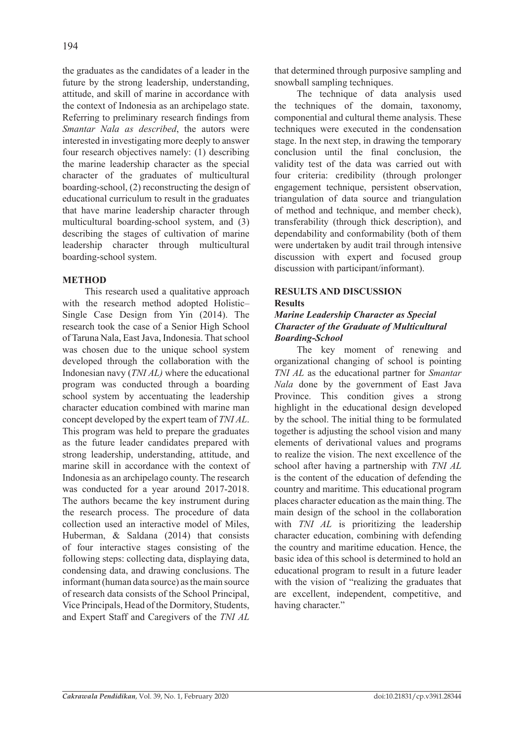the graduates as the candidates of a leader in the future by the strong leadership, understanding, attitude, and skill of marine in accordance with the context of Indonesia as an archipelago state. Referring to preliminary research findings from *Smantar Nala as described*, the autors were interested in investigating more deeply to answer four research objectives namely: (1) describing the marine leadership character as the special character of the graduates of multicultural boarding-school, (2) reconstructing the design of educational curriculum to result in the graduates that have marine leadership character through multicultural boarding-school system, and (3) describing the stages of cultivation of marine leadership character through multicultural boarding-school system.

## METHOD

This research used a qualitative approach with the research method adopted Holistic–Single Case Design from Yin (2014). The research took the case of a Senior High School of Taruna Nala, East Java, Indonesia. That school was chosen due to the unique school system developed through the collaboration with the Indonesian navy (*TNI AL)* where the educational program was conducted through a boarding school system by accentuating the leadership character education combined with marine man concept developed by the expert team of *TNI AL*. This program was held to prepare the graduates as the future leader candidates prepared with strong leadership, understanding, attitude, and marine skill in accordance with the context of Indonesia as an archipelago county. The research was conducted for a year around 2017-2018. The authors became the key instrument during the research process. The procedure of data collection used an interactive model of Miles, Huberman, & Saldana (2014) that consists of four interactive stages consisting of the following steps: collecting data, displaying data, condensing data, and drawing conclusions. The informant (human data source) as the main source of research data consists of the School Principal, Vice Principals, Head of the Dormitory, Students, and Expert Staff and Caregivers of the *TNI AL* that determined through purposive sampling and snowball sampling techniques.

The technique of data analysis used the techniques of the domain, taxonomy, componential and cultural theme analysis. These techniques were executed in the condensation stage. In the next step, in drawing the temporary conclusion until the final conclusion, the validity test of the data was carried out with four criteria: credibility (through prolonger engagement technique, persistent observation, triangulation of data source and triangulation of method and technique, and member check), transferability (through thick description), and dependability and conformability (both of them were undertaken by audit trail through intensive discussion with expert and focused group discussion with participant/informant).

## RESULTS AND DISCUSSION

### Results

#### *Marine Leadership Character as Special Character of the Graduate of Multicultural Boarding-School*

The key moment of renewing and organizational changing of school is pointing *TNI AL* as the educational partner for *Smantar Nala* done by the government of East Java Province. This condition gives a strong highlight in the educational design developed by the school. The initial thing to be formulated together is adjusting the school vision and many elements of derivational values and programs to realize the vision. The next excellence of the school after having a partnership with *TNI AL* is the content of the education of defending the country and maritime. This educational program places character education as the main thing. The main design of the school in the collaboration with *TNI AL* is prioritizing the leadership character education, combining with defending the country and maritime education. Hence, the basic idea of this school is determined to hold an educational program to result in a future leader with the vision of "realizing the graduates that are excellent, independent, competitive, and having character."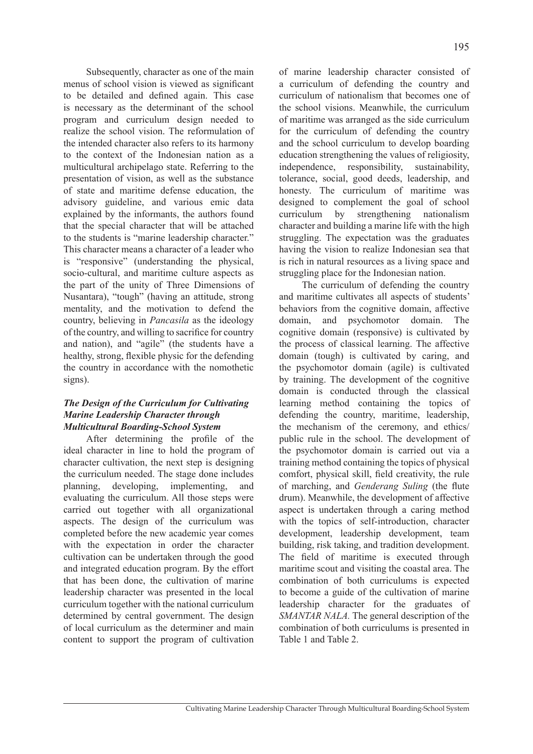Subsequently, character as one of the main menus of school vision is viewed as significant to be detailed and defined again. This case is necessary as the determinant of the school program and curriculum design needed to realize the school vision. The reformulation of the intended character also refers to its harmony to the context of the Indonesian nation as a multicultural archipelago state. Referring to the presentation of vision, as well as the substance of state and maritime defense education, the advisory guideline, and various emic data explained by the informants, the authors found that the special character that will be attached to the students is "marine leadership character." This character means a character of a leader who is "responsive" (understanding the physical, socio-cultural, and maritime culture aspects as the part of the unity of Three Dimensions of Nusantara), "tough" (having an attitude, strong mentality, and the motivation to defend the country, believing in *Pancasila* as the ideology of the country, and willing to sacrifice for country and nation), and "agile" (the students have a healthy, strong, flexible physic for the defending the country in accordance with the nomothetic signs).

### *The Design of the Curriculum for Cultivating Marine Leadership Character through Multicultural Boarding-School System*

After determining the profile of the ideal character in line to hold the program of character cultivation, the next step is designing the curriculum needed. The stage done includes planning, developing, implementing, and evaluating the curriculum. All those steps were carried out together with all organizational aspects. The design of the curriculum was completed before the new academic year comes with the expectation in order the character cultivation can be undertaken through the good and integrated education program. By the effort that has been done, the cultivation of marine leadership character was presented in the local curriculum together with the national curriculum determined by central government. The design of local curriculum as the determiner and main content to support the program of cultivation of marine leadership character consisted of a curriculum of defending the country and curriculum of nationalism that becomes one of the school visions. Meanwhile, the curriculum of maritime was arranged as the side curriculum for the curriculum of defending the country and the school curriculum to develop boarding education strengthening the values of religiosity, independence, responsibility, sustainability, tolerance, social, good deeds, leadership, and honesty. The curriculum of maritime was designed to complement the goal of school curriculum by strengthening nationalism character and building a marine life with the high struggling. The expectation was the graduates having the vision to realize Indonesian sea that is rich in natural resources as a living space and struggling place for the Indonesian nation.

The curriculum of defending the country and maritime cultivates all aspects of students' behaviors from the cognitive domain, affective domain, and psychomotor domain. The cognitive domain (responsive) is cultivated by the process of classical learning. The affective domain (tough) is cultivated by caring, and the psychomotor domain (agile) is cultivated by training. The development of the cognitive domain is conducted through the classical learning method containing the topics of defending the country, maritime, leadership, the mechanism of the ceremony, and ethics/public rule in the school. The development of the psychomotor domain is carried out via a training method containing the topics of physical comfort, physical skill, field creativity, the rule of marching, and *Genderang Suling* (the flute drum). Meanwhile, the development of affective aspect is undertaken through a caring method with the topics of self-introduction, character development, leadership development, team building, risk taking, and tradition development. The field of maritime is executed through maritime scout and visiting the coastal area. The combination of both curriculums is expected to become a guide of the cultivation of marine leadership character for the graduates of *SMANTAR NALA*. The general description of the combination of both curriculums is presented in Table 1 and Table 2.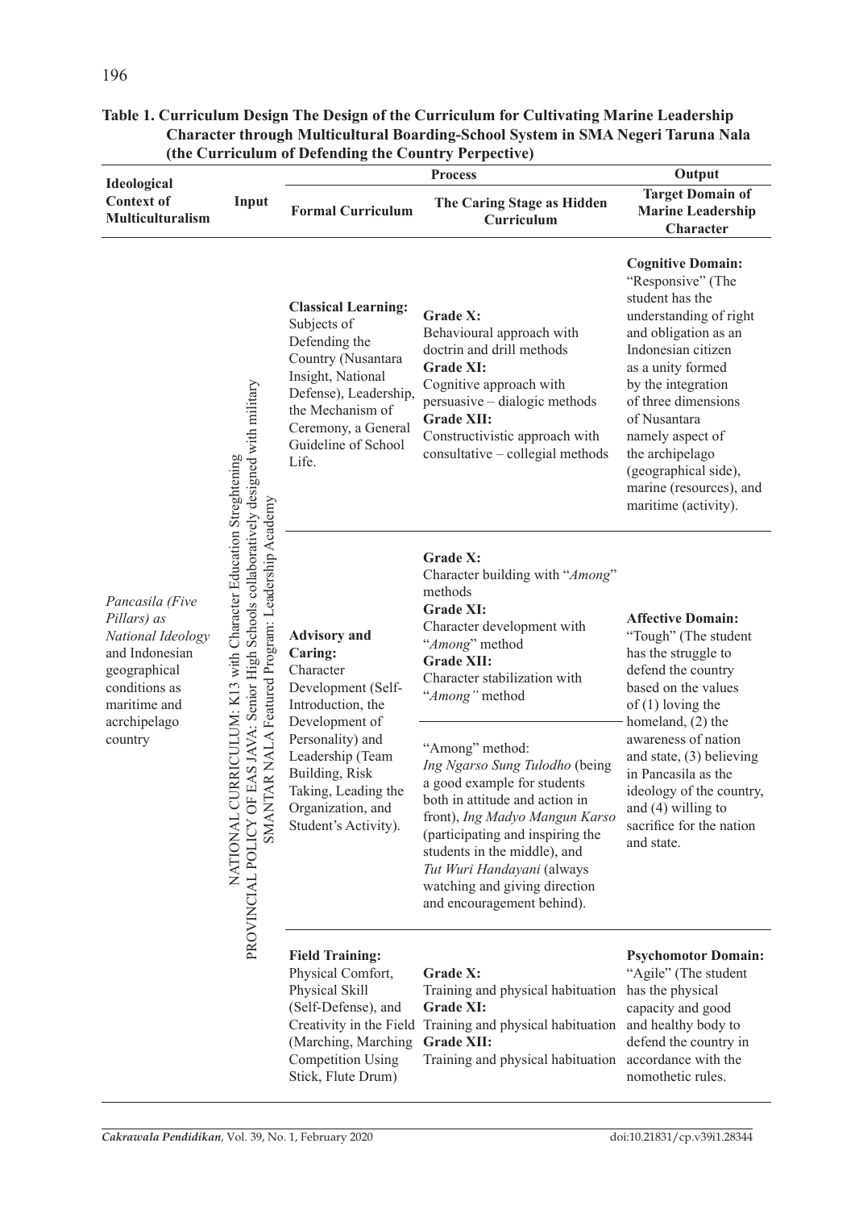**Table 1. Curriculum Design The Design of the Curriculum for Cultivating Marine Leadership Character through Multicultural Boarding-School System in SMA Negeri Taruna Nala (the Curriculum of Defending the Country Perpective)**

| Ideological Context of Multiculturalism | Input | Process | | Output |
|---|---|---|---|---|
| | | **Formal Curriculum** | **The Caring Stage as Hidden Curriculum** | **Target Domain of Marine Leadership Character** |
| *Pancasila (Five Pillars) as National Ideology* and Indonesian geographical conditions as maritime and acrchipelago country | NATIONAL CURRICULUM: K13 with Character Education Streghtening PROVINCIAL POLICY OF EAS JAVA: Senior High Schools collaboratively designed with military SMANTAR NALA Featured Program: Leadership Academy | **Classical Learning:** Subjects of Defending the Country (Nusantara Insight, National Defense), Leadership, the Mechanism of Ceremony, a General Guideline of School Life. | **Grade X:** Behavioural approach with doctrin and drill methods **Grade XI:** Cognitive approach with persuasive – dialogic methods **Grade XII:** Constructivistic approach with consultative – collegial methods | **Cognitive Domain:** "Responsive" (The student has the understanding of right and obligation as an Indonesian citizen as a unity formed by the integration of three dimensions of Nusantara namely aspect of the archipelago (geographical side), marine (resources), and maritime (activity). |
| | | **Advisory and Caring:** Character Development (Self-Introduction, the Development of Personality) and Leadership (Team Building, Risk Taking, Leading the Organization, and Student's Activity). | **Grade X:** Character building with "*Among*" methods **Grade XI:** Character development with "*Among*" method **Grade XII:** Character stabilization with "*Among"* method<br><br>"Among" method: *Ing Ngarso Sung Tulodho* (being a good example for students both in attitude and action in front), *Ing Madyo Mangun Karso* (participating and inspiring the students in the middle), and *Tut Wuri Handayani* (always watching and giving direction and encouragement behind). | **Affective Domain:** "Tough" (The student has the struggle to defend the country based on the values of (1) loving the homeland, (2) the awareness of nation and state, (3) believing in Pancasila as the ideology of the country, and (4) willing to sacrifice for the nation and state. |
| | | **Field Training:** Physical Comfort, Physical Skill (Self-Defense), and Creativity in the Field (Marching, Marching Competition Using Stick, Flute Drum) | **Grade X:** Training and physical habituation **Grade XI:** Training and physical habituation **Grade XII:** Training and physical habituation | **Psychomotor Domain:** "Agile" (The student has the physical capacity and good and healthy body to defend the country in accordance with the nomothetic rules. |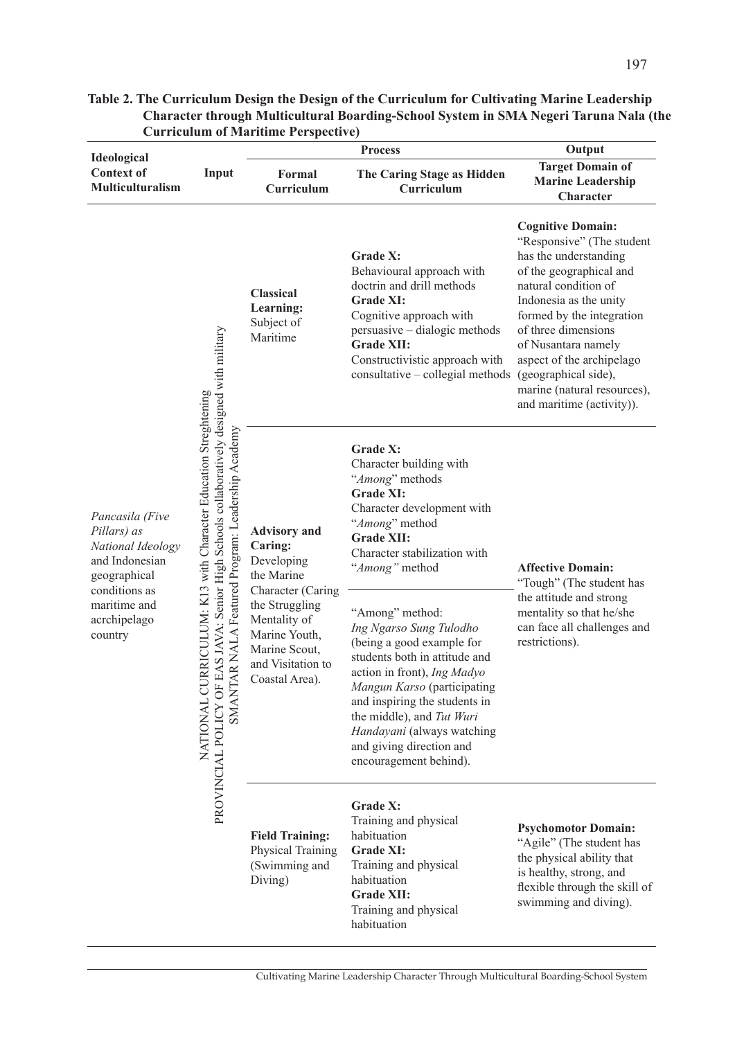**Table 2. The Curriculum Design the Design of the Curriculum for Cultivating Marine Leadership Character through Multicultural Boarding-School System in SMA Negeri Taruna Nala (the Curriculum of Maritime Perspective)**

| Ideological Context of Multiculturalism | Input | Process | | Output |
|---|---|---|---|---|
| | | Formal Curriculum | The Caring Stage as Hidden Curriculum | Target Domain of Marine Leadership Character |
| *Pancasila (Five Pillars) as National Ideology* and Indonesian geographical conditions as maritime and acrchipelago country | NATIONAL CURRICULUM: K13 with Character Education Streghtening PROVINCIAL POLICY OF EAS JAVA: Senior High Schools collaboratively designed with military SMANTAR NALA Featured Program: Leadership Academy | **Classical Learning:** Subject of Maritime | **Grade X:** Behavioural approach with doctrin and drill methods **Grade XI:** Cognitive approach with persuasive – dialogic methods **Grade XII:** Constructivistic approach with consultative – collegial methods | **Cognitive Domain:** "Responsive" (The student has the understanding of the geographical and natural condition of Indonesia as the unity formed by the integration of three dimensions of Nusantara namely aspect of the archipelago (geographical side), marine (natural resources), and maritime (activity)). |
| | | **Advisory and Caring:** Developing the Marine Character (Caring the Struggling Mentality of Marine Youth, Marine Scout, and Visitation to Coastal Area). | **Grade X:** Character building with "*Among*" methods **Grade XI:** Character development with "*Among*" method **Grade XII:** Character stabilization with "*Among"* method | **Affective Domain:** "Tough" (The student has the attitude and strong mentality so that he/she can face all challenges and restrictions). |
| | | | "Among" method: *Ing Ngarso Sung Tulodho* (being a good example for students both in attitude and action in front), *Ing Madyo Mangun Karso* (participating and inspiring the students in the middle), and *Tut Wuri Handayani* (always watching and giving direction and encouragement behind). | |
| | | **Field Training:** Physical Training (Swimming and Diving) | **Grade X:** Training and physical habituation **Grade XI:** Training and physical habituation **Grade XII:** Training and physical habituation | **Psychomotor Domain:** "Agile" (The student has the physical ability that is healthy, strong, and flexible through the skill of swimming and diving). |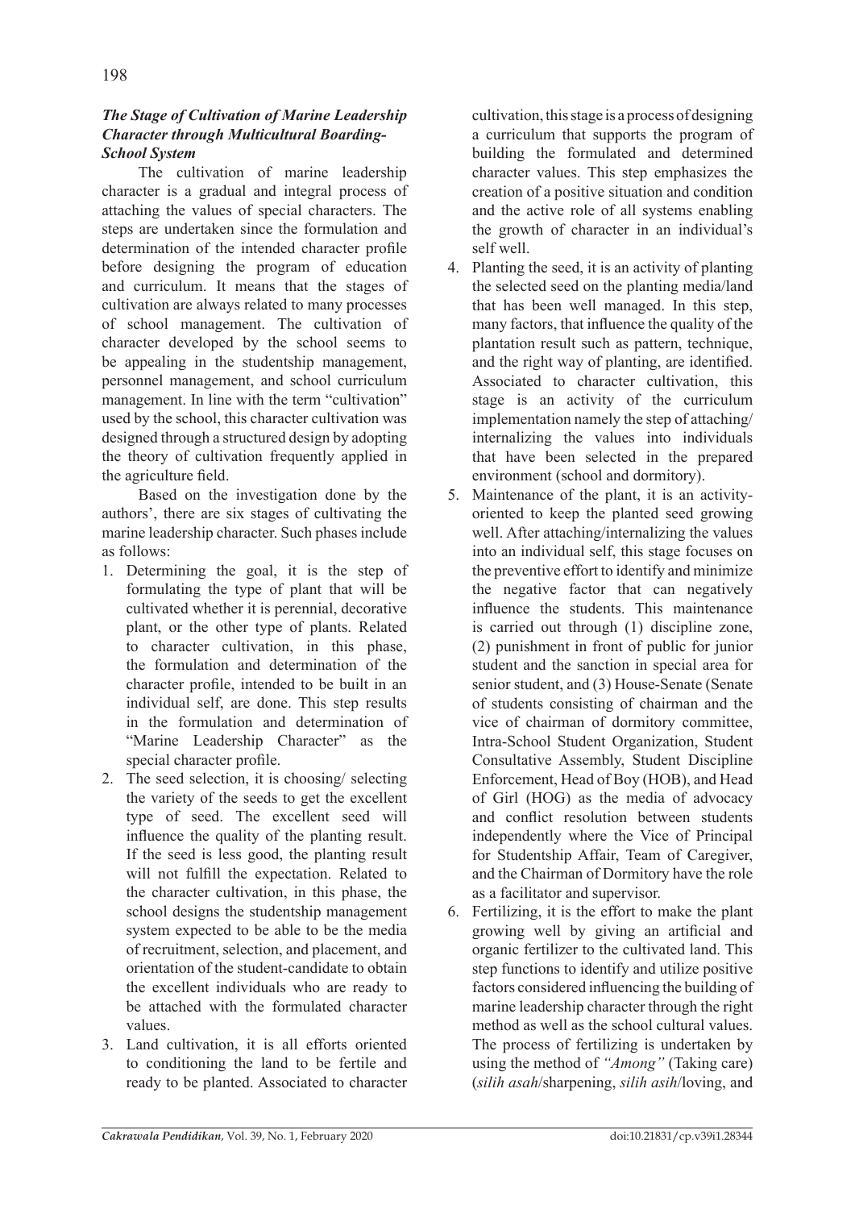### *The Stage of Cultivation of Marine Leadership Character through Multicultural Boarding-School System*

The cultivation of marine leadership character is a gradual and integral process of attaching the values of special characters. The steps are undertaken since the formulation and determination of the intended character profile before designing the program of education and curriculum. It means that the stages of cultivation are always related to many processes of school management. The cultivation of character developed by the school seems to be appealing in the studentship management, personnel management, and school curriculum management. In line with the term "cultivation" used by the school, this character cultivation was designed through a structured design by adopting the theory of cultivation frequently applied in the agriculture field.

Based on the investigation done by the authors', there are six stages of cultivating the marine leadership character. Such phases include as follows:

1. Determining the goal, it is the step of formulating the type of plant that will be cultivated whether it is perennial, decorative plant, or the other type of plants. Related to character cultivation, in this phase, the formulation and determination of the character profile, intended to be built in an individual self, are done. This step results in the formulation and determination of "Marine Leadership Character" as the special character profile.
2. The seed selection, it is choosing/ selecting the variety of the seeds to get the excellent type of seed. The excellent seed will influence the quality of the planting result. If the seed is less good, the planting result will not fulfill the expectation. Related to the character cultivation, in this phase, the school designs the studentship management system expected to be able to be the media of recruitment, selection, and placement, and orientation of the student-candidate to obtain the excellent individuals who are ready to be attached with the formulated character values.
3. Land cultivation, it is all efforts oriented to conditioning the land to be fertile and ready to be planted. Associated to character cultivation, this stage is a process of designing a curriculum that supports the program of building the formulated and determined character values. This step emphasizes the creation of a positive situation and condition and the active role of all systems enabling the growth of character in an individual's self well.
4. Planting the seed, it is an activity of planting the selected seed on the planting media/land that has been well managed. In this step, many factors, that influence the quality of the plantation result such as pattern, technique, and the right way of planting, are identified. Associated to character cultivation, this stage is an activity of the curriculum implementation namely the step of attaching/ internalizing the values into individuals that have been selected in the prepared environment (school and dormitory).
5. Maintenance of the plant, it is an activity-oriented to keep the planted seed growing well. After attaching/internalizing the values into an individual self, this stage focuses on the preventive effort to identify and minimize the negative factor that can negatively influence the students. This maintenance is carried out through (1) discipline zone, (2) punishment in front of public for junior student and the sanction in special area for senior student, and (3) House-Senate (Senate of students consisting of chairman and the vice of chairman of dormitory committee, Intra-School Student Organization, Student Consultative Assembly, Student Discipline Enforcement, Head of Boy (HOB), and Head of Girl (HOG) as the media of advocacy and conflict resolution between students independently where the Vice of Principal for Studentship Affair, Team of Caregiver, and the Chairman of Dormitory have the role as a facilitator and supervisor.
6. Fertilizing, it is the effort to make the plant growing well by giving an artificial and organic fertilizer to the cultivated land. This step functions to identify and utilize positive factors considered influencing the building of marine leadership character through the right method as well as the school cultural values. The process of fertilizing is undertaken by using the method of *"Among"* (Taking care) (*silih asah*/sharpening, *silih asih*/loving, and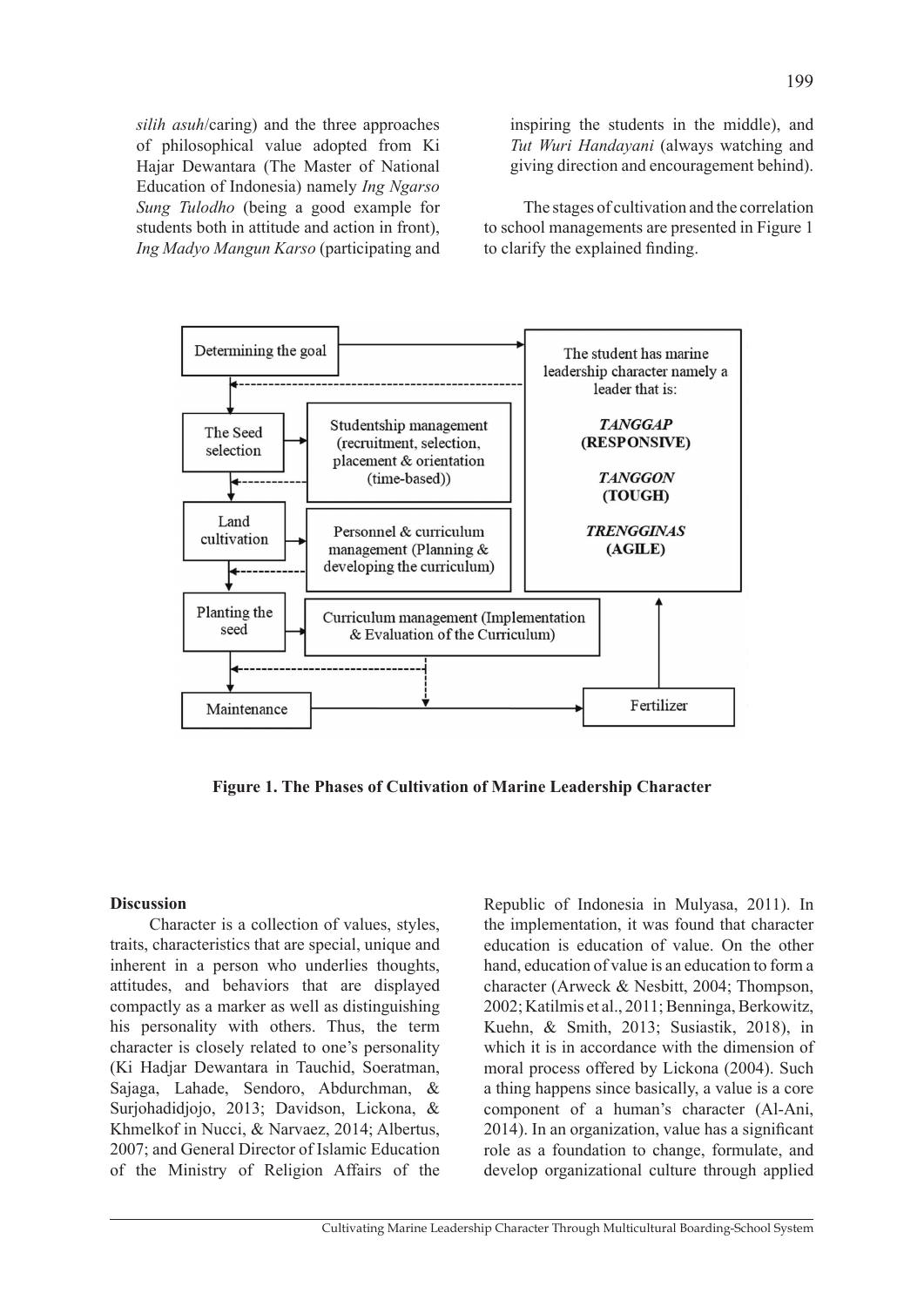*silih asuh*/caring) and the three approaches of philosophical value adopted from Ki Hajar Dewantara (The Master of National Education of Indonesia) namely *Ing Ngarso Sung Tulodho* (being a good example for students both in attitude and action in front), *Ing Madyo Mangun Karso* (participating and inspiring the students in the middle), and *Tut Wuri Handayani* (always watching and giving direction and encouragement behind).

The stages of cultivation and the correlation to school managements are presented in Figure 1 to clarify the explained finding.

**Figure 1. The Phases of Cultivation of Marine Leadership Character**

## Discussion

Character is a collection of values, styles, traits, characteristics that are special, unique and inherent in a person who underlies thoughts, attitudes, and behaviors that are displayed compactly as a marker as well as distinguishing his personality with others. Thus, the term character is closely related to one's personality (Ki Hadjar Dewantara in Tauchid, Soeratman, Sajaga, Lahade, Sendoro, Abdurchman, & Surjohadidjojo, 2013; Davidson, Lickona, & Khmelkof in Nucci, & Narvaez, 2014; Albertus, 2007; and General Director of Islamic Education of the Ministry of Religion Affairs of the Republic of Indonesia in Mulyasa, 2011). In the implementation, it was found that character education is education of value. On the other hand, education of value is an education to form a character (Arweck & Nesbitt, 2004; Thompson, 2002; Katilmis et al., 2011; Benninga, Berkowitz, Kuehn, & Smith, 2013; Susiastik, 2018), in which it is in accordance with the dimension of moral process offered by Lickona (2004). Such a thing happens since basically, a value is a core component of a human's character (Al-Ani, 2014). In an organization, value has a significant role as a foundation to change, formulate, and develop organizational culture through applied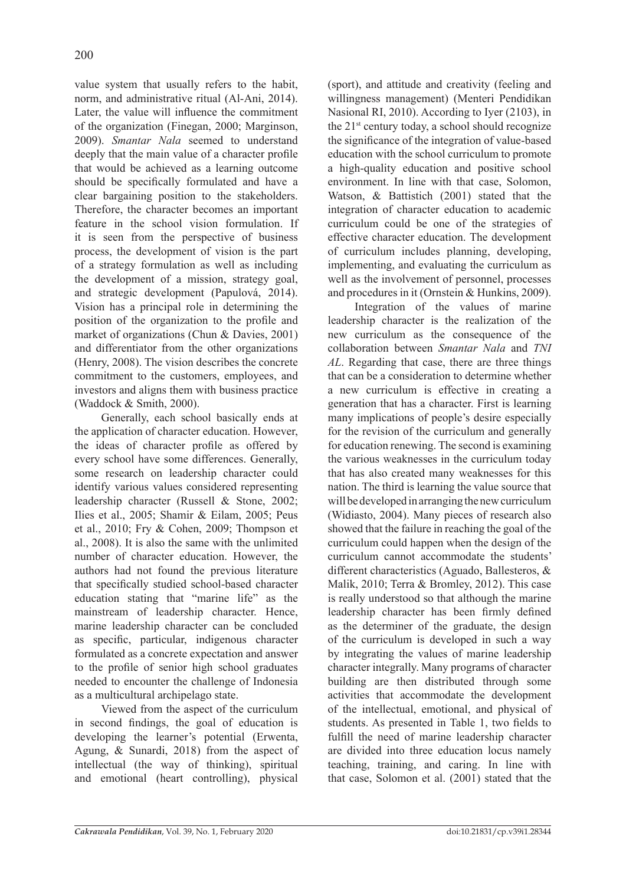value system that usually refers to the habit, norm, and administrative ritual (Al-Ani, 2014). Later, the value will influence the commitment of the organization (Finegan, 2000; Marginson, 2009). *Smantar Nala* seemed to understand deeply that the main value of a character profile that would be achieved as a learning outcome should be specifically formulated and have a clear bargaining position to the stakeholders. Therefore, the character becomes an important feature in the school vision formulation. If it is seen from the perspective of business process, the development of vision is the part of a strategy formulation as well as including the development of a mission, strategy goal, and strategic development (Papulová, 2014). Vision has a principal role in determining the position of the organization to the profile and market of organizations (Chun & Davies, 2001) and differentiator from the other organizations (Henry, 2008). The vision describes the concrete commitment to the customers, employees, and investors and aligns them with business practice (Waddock & Smith, 2000).

Generally, each school basically ends at the application of character education. However, the ideas of character profile as offered by every school have some differences. Generally, some research on leadership character could identify various values considered representing leadership character (Russell & Stone, 2002; Ilies et al., 2005; Shamir & Eilam, 2005; Peus et al., 2010; Fry & Cohen, 2009; Thompson et al., 2008). It is also the same with the unlimited number of character education. However, the authors had not found the previous literature that specifically studied school-based character education stating that "marine life" as the mainstream of leadership character. Hence, marine leadership character can be concluded as specific, particular, indigenous character formulated as a concrete expectation and answer to the profile of senior high school graduates needed to encounter the challenge of Indonesia as a multicultural archipelago state.

Viewed from the aspect of the curriculum in second findings, the goal of education is developing the learner's potential (Erwenta, Agung, & Sunardi, 2018) from the aspect of intellectual (the way of thinking), spiritual and emotional (heart controlling), physical (sport), and attitude and creativity (feeling and willingness management) (Menteri Pendidikan Nasional RI, 2010). According to Iyer (2103), in the 21st century today, a school should recognize the significance of the integration of value-based education with the school curriculum to promote a high-quality education and positive school environment. In line with that case, Solomon, Watson, & Battistich (2001) stated that the integration of character education to academic curriculum could be one of the strategies of effective character education. The development of curriculum includes planning, developing, implementing, and evaluating the curriculum as well as the involvement of personnel, processes and procedures in it (Ornstein & Hunkins, 2009).

Integration of the values of marine leadership character is the realization of the new curriculum as the consequence of the collaboration between *Smantar Nala* and *TNI AL*. Regarding that case, there are three things that can be a consideration to determine whether a new curriculum is effective in creating a generation that has a character. First is learning many implications of people's desire especially for the revision of the curriculum and generally for education renewing. The second is examining the various weaknesses in the curriculum today that has also created many weaknesses for this nation. The third is learning the value source that will be developed in arranging the new curriculum (Widiasto, 2004). Many pieces of research also showed that the failure in reaching the goal of the curriculum could happen when the design of the curriculum cannot accommodate the students' different characteristics (Aguado, Ballesteros, & Malik, 2010; Terra & Bromley, 2012). This case is really understood so that although the marine leadership character has been firmly defined as the determiner of the graduate, the design of the curriculum is developed in such a way by integrating the values of marine leadership character integrally. Many programs of character building are then distributed through some activities that accommodate the development of the intellectual, emotional, and physical of students. As presented in Table 1, two fields to fulfill the need of marine leadership character are divided into three education locus namely teaching, training, and caring. In line with that case, Solomon et al. (2001) stated that the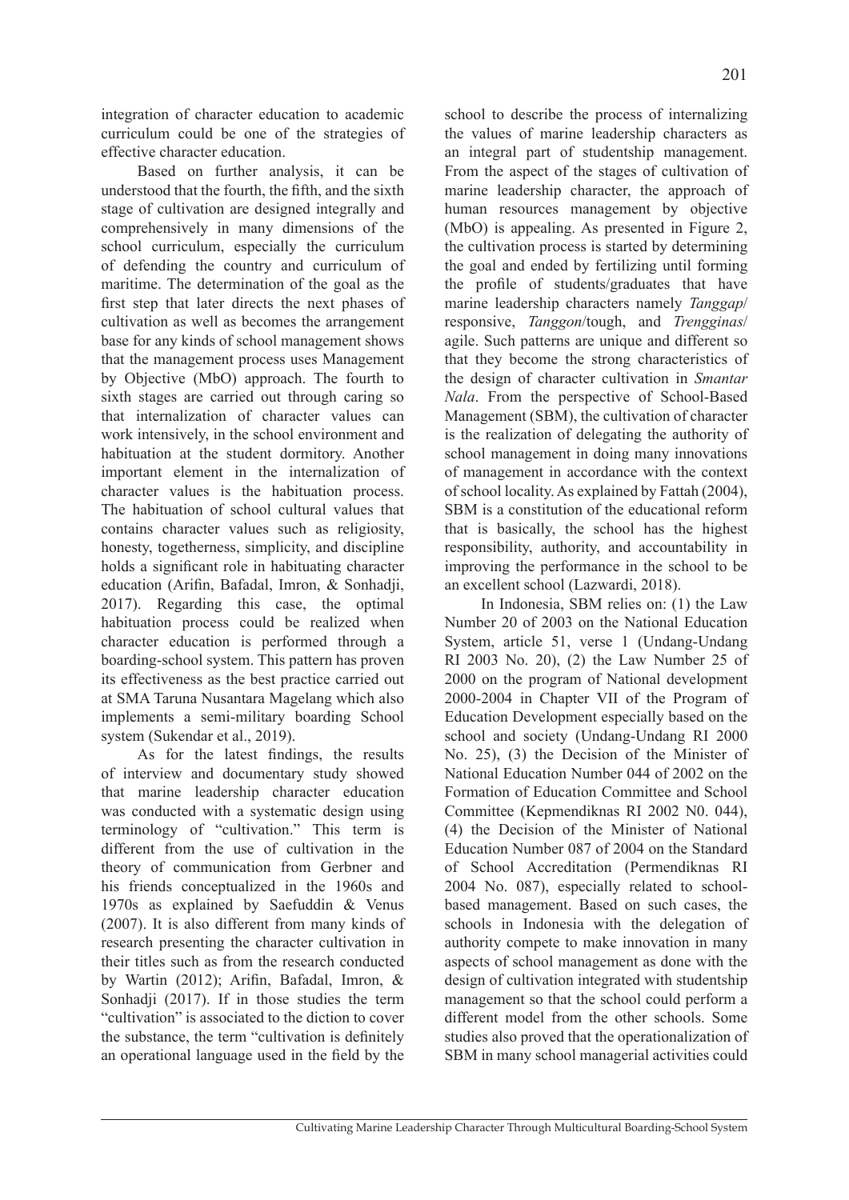integration of character education to academic curriculum could be one of the strategies of effective character education.

Based on further analysis, it can be understood that the fourth, the fifth, and the sixth stage of cultivation are designed integrally and comprehensively in many dimensions of the school curriculum, especially the curriculum of defending the country and curriculum of maritime. The determination of the goal as the first step that later directs the next phases of cultivation as well as becomes the arrangement base for any kinds of school management shows that the management process uses Management by Objective (MbO) approach. The fourth to sixth stages are carried out through caring so that internalization of character values can work intensively, in the school environment and habituation at the student dormitory. Another important element in the internalization of character values is the habituation process. The habituation of school cultural values that contains character values such as religiosity, honesty, togetherness, simplicity, and discipline holds a significant role in habituating character education (Arifin, Bafadal, Imron, & Sonhadji, 2017). Regarding this case, the optimal habituation process could be realized when character education is performed through a boarding-school system. This pattern has proven its effectiveness as the best practice carried out at SMA Taruna Nusantara Magelang which also implements a semi-military boarding School system (Sukendar et al., 2019).

As for the latest findings, the results of interview and documentary study showed that marine leadership character education was conducted with a systematic design using terminology of "cultivation." This term is different from the use of cultivation in the theory of communication from Gerbner and his friends conceptualized in the 1960s and 1970s as explained by Saefuddin & Venus (2007). It is also different from many kinds of research presenting the character cultivation in their titles such as from the research conducted by Wartin (2012); Arifin, Bafadal, Imron, & Sonhadji (2017). If in those studies the term "cultivation" is associated to the diction to cover the substance, the term "cultivation is definitely an operational language used in the field by the school to describe the process of internalizing the values of marine leadership characters as an integral part of studentship management. From the aspect of the stages of cultivation of marine leadership character, the approach of human resources management by objective (MbO) is appealing. As presented in Figure 2, the cultivation process is started by determining the goal and ended by fertilizing until forming the profile of students/graduates that have marine leadership characters namely *Tanggap*/responsive, *Tanggon*/tough, and *Trengginas*/agile. Such patterns are unique and different so that they become the strong characteristics of the design of character cultivation in *Smantar Nala*. From the perspective of School-Based Management (SBM), the cultivation of character is the realization of delegating the authority of school management in doing many innovations of management in accordance with the context of school locality. As explained by Fattah (2004), SBM is a constitution of the educational reform that is basically, the school has the highest responsibility, authority, and accountability in improving the performance in the school to be an excellent school (Lazwardi, 2018).

In Indonesia, SBM relies on: (1) the Law Number 20 of 2003 on the National Education System, article 51, verse 1 (Undang-Undang RI 2003 No. 20), (2) the Law Number 25 of 2000 on the program of National development 2000-2004 in Chapter VII of the Program of Education Development especially based on the school and society (Undang-Undang RI 2000 No. 25), (3) the Decision of the Minister of National Education Number 044 of 2002 on the Formation of Education Committee and School Committee (Kepmendiknas RI 2002 N0. 044), (4) the Decision of the Minister of National Education Number 087 of 2004 on the Standard of School Accreditation (Permendiknas RI 2004 No. 087), especially related to school-based management. Based on such cases, the schools in Indonesia with the delegation of authority compete to make innovation in many aspects of school management as done with the design of cultivation integrated with studentship management so that the school could perform a different model from the other schools. Some studies also proved that the operationalization of SBM in many school managerial activities could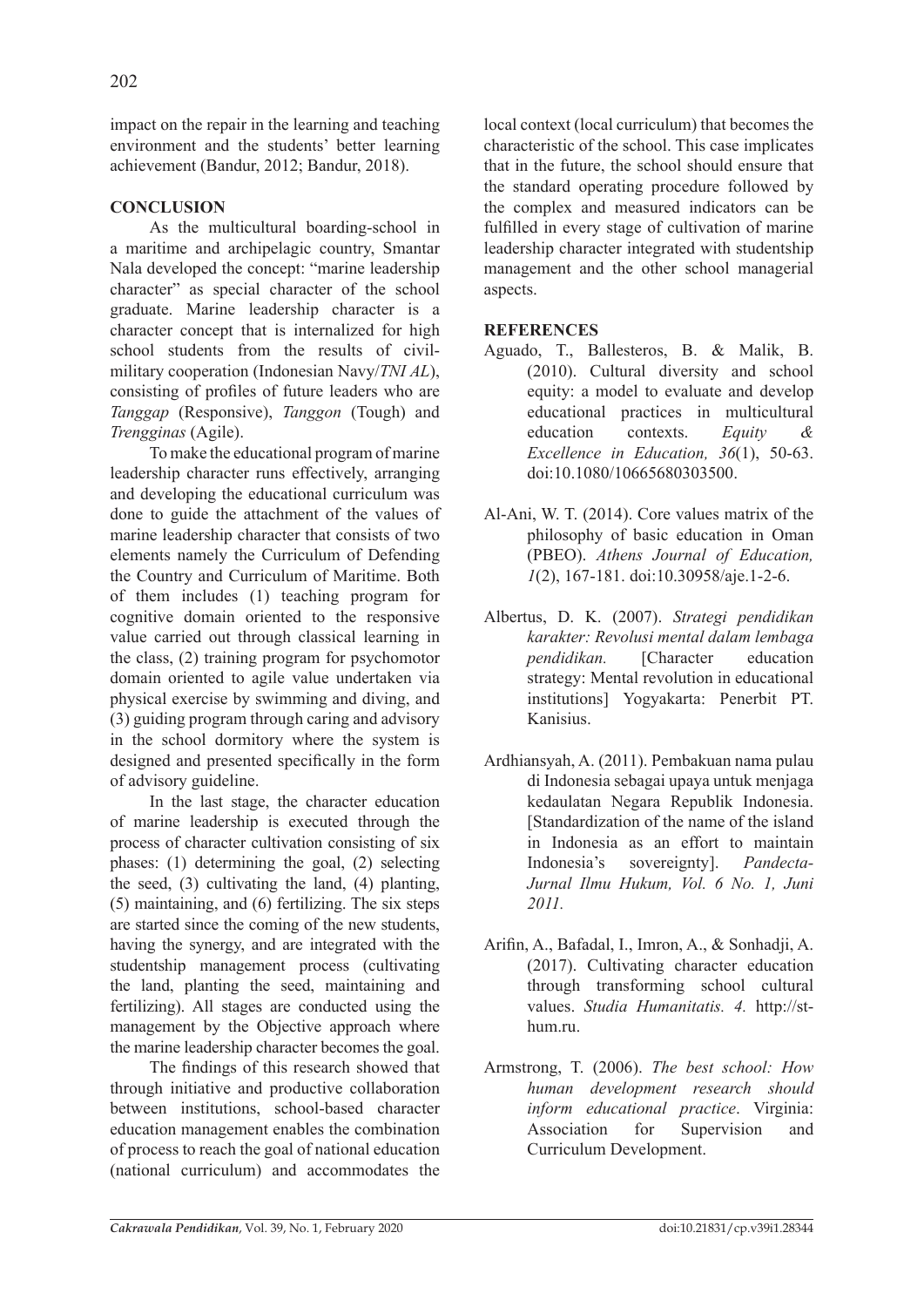impact on the repair in the learning and teaching environment and the students' better learning achievement (Bandur, 2012; Bandur, 2018).

## CONCLUSION

As the multicultural boarding-school in a maritime and archipelagic country, Smantar Nala developed the concept: "marine leadership character" as special character of the school graduate. Marine leadership character is a character concept that is internalized for high school students from the results of civil-military cooperation (Indonesian Navy/*TNI AL*), consisting of profiles of future leaders who are *Tanggap* (Responsive), *Tanggon* (Tough) and *Trengginas* (Agile).

To make the educational program of marine leadership character runs effectively, arranging and developing the educational curriculum was done to guide the attachment of the values of marine leadership character that consists of two elements namely the Curriculum of Defending the Country and Curriculum of Maritime. Both of them includes (1) teaching program for cognitive domain oriented to the responsive value carried out through classical learning in the class, (2) training program for psychomotor domain oriented to agile value undertaken via physical exercise by swimming and diving, and (3) guiding program through caring and advisory in the school dormitory where the system is designed and presented specifically in the form of advisory guideline.

In the last stage, the character education of marine leadership is executed through the process of character cultivation consisting of six phases: (1) determining the goal, (2) selecting the seed, (3) cultivating the land, (4) planting, (5) maintaining, and (6) fertilizing. The six steps are started since the coming of the new students, having the synergy, and are integrated with the studentship management process (cultivating the land, planting the seed, maintaining and fertilizing). All stages are conducted using the management by the Objective approach where the marine leadership character becomes the goal.

The findings of this research showed that through initiative and productive collaboration between institutions, school-based character education management enables the combination of process to reach the goal of national education (national curriculum) and accommodates the local context (local curriculum) that becomes the characteristic of the school. This case implicates that in the future, the school should ensure that the standard operating procedure followed by the complex and measured indicators can be fulfilled in every stage of cultivation of marine leadership character integrated with studentship management and the other school managerial aspects.

## REFERENCES

Aguado, T., Ballesteros, B. & Malik, B. (2010). Cultural diversity and school equity: a model to evaluate and develop educational practices in multicultural education contexts. *Equity & Excellence in Education, 36*(1), 50-63. doi:10.1080/10665680303500.

Al-Ani, W. T. (2014). Core values matrix of the philosophy of basic education in Oman (PBEO). *Athens Journal of Education, 1*(2), 167-181. doi:10.30958/aje.1-2-6.

Albertus, D. K. (2007). *Strategi pendidikan karakter: Revolusi mental dalam lembaga pendidikan.* [Character education strategy: Mental revolution in educational institutions] Yogyakarta: Penerbit PT. Kanisius.

Ardhiansyah, A. (2011). Pembakuan nama pulau di Indonesia sebagai upaya untuk menjaga kedaulatan Negara Republik Indonesia. [Standardization of the name of the island in Indonesia as an effort to maintain Indonesia's sovereignty]. *Pandecta-Jurnal Ilmu Hukum, Vol. 6 No. 1, Juni 2011.*

Arifin, A., Bafadal, I., Imron, A., & Sonhadji, A. (2017). Cultivating character education through transforming school cultural values. *Studia Humanitatis. 4.* http://st-hum.ru.

Armstrong, T. (2006). *The best school: How human development research should inform educational practice*. Virginia: Association for Supervision and Curriculum Development.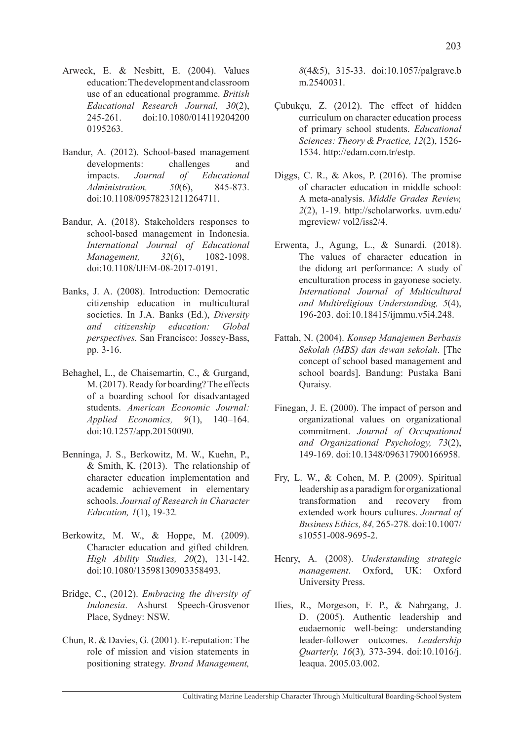Arweck, E. & Nesbitt, E. (2004). Values education: The development and classroom use of an educational programme. *British Educational Research Journal, 30*(2), 245-261. doi:10.1080/014119204200 0195263.

Bandur, A. (2012). School-based management developments: challenges and impacts. *Journal of Educational Administration, 50*(6), 845-873. doi:10.1108/09578231211264711.

Bandur, A. (2018). Stakeholders responses to school-based management in Indonesia. *International Journal of Educational Management, 32*(6), 1082-1098. doi:10.1108/IJEM-08-2017-0191.

Banks, J. A. (2008). Introduction: Democratic citizenship education in multicultural societies. In J.A. Banks (Ed.), *Diversity and citizenship education: Global perspectives.* San Francisco: Jossey-Bass, pp. 3-16.

Behaghel, L., de Chaisemartin, C., & Gurgand, M. (2017). Ready for boarding? The effects of a boarding school for disadvantaged students. *American Economic Journal: Applied Economics, 9*(1), 140–164. doi:10.1257/app.20150090.

Benninga, J. S., Berkowitz, M. W., Kuehn, P., & Smith, K. (2013). The relationship of character education implementation and academic achievement in elementary schools. *Journal of Research in Character Education, 1*(1), 19-32*.*

Berkowitz, M. W., & Hoppe, M. (2009). Character education and gifted children*. High Ability Studies, 20*(2), 131-142. doi:10.1080/13598130903358493.

Bridge, C., (2012). *Embracing the diversity of Indonesia*. Ashurst Speech-Grosvenor Place, Sydney: NSW.

Chun, R. & Davies, G. (2001). E-reputation: The role of mission and vision statements in positioning strategy. *Brand Management, 8*(4&5), 315-33. doi:10.1057/palgrave.bm.2540031.

Çubukçu, Z. (2012). The effect of hidden curriculum on character education process of primary school students. *Educational Sciences: Theory & Practice, 12*(2), 1526-1534. http://edam.com.tr/estp.

Diggs, C. R., & Akos, P. (2016). The promise of character education in middle school: A meta-analysis. *Middle Grades Review, 2*(2), 1-19. http://scholarworks. uvm.edu/ mgreview/ vol2/iss2/4.

Erwenta, J., Agung, L., & Sunardi. (2018). The values of character education in the didong art performance: A study of enculturation process in gayonese society. *International Journal of Multicultural and Multireligious Understanding, 5*(4), 196-203. doi:10.18415/ijmmu.v5i4.248.

Fattah, N. (2004). *Konsep Manajemen Berbasis Sekolah (MBS) dan dewan sekolah*. [The concept of school based management and school boards]. Bandung: Pustaka Bani Quraisy.

Finegan, J. E. (2000). The impact of person and organizational values on organizational commitment. *Journal of Occupational and Organizational Psychology, 73*(2), 149-169. doi:10.1348/096317900166958.

Fry, L. W., & Cohen, M. P. (2009). Spiritual leadership as a paradigm for organizational transformation and recovery from extended work hours cultures. *Journal of Business Ethics, 84,* 265-278*.* doi:10.1007/s10551-008-9695-2.

Henry, A. (2008). *Understanding strategic management*. Oxford, UK: Oxford University Press.

Ilies, R., Morgeson, F. P., & Nahrgang, J. D. (2005). Authentic leadership and eudaemonic well-being: understanding leader-follower outcomes. *Leadership Quarterly, 16*(3)*,* 373-394. doi:10.1016/j. leaqua. 2005.03.002.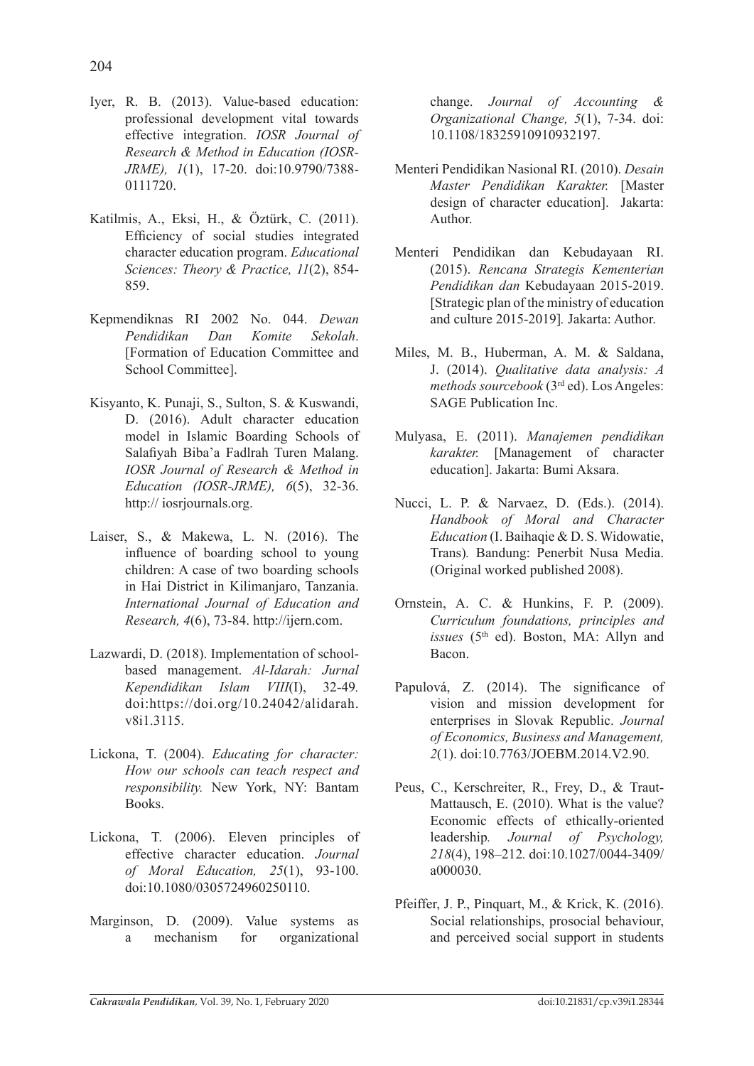Iyer, R. B. (2013). Value-based education: professional development vital towards effective integration. *IOSR Journal of Research & Method in Education (IOSR-JRME), 1*(1), 17-20. doi:10.9790/7388-0111720.

Katilmis, A., Eksi, H., & Öztürk, C. (2011). Efficiency of social studies integrated character education program. *Educational Sciences: Theory & Practice, 11*(2), 854-859.

Kepmendiknas RI 2002 No. 044. *Dewan Pendidikan Dan Komite Sekolah*. [Formation of Education Committee and School Committee].

Kisyanto, K. Punaji, S., Sulton, S. & Kuswandi, D. (2016). Adult character education model in Islamic Boarding Schools of Salafiyah Biba'a Fadlrah Turen Malang. *IOSR Journal of Research & Method in Education (IOSR-JRME), 6*(5), 32-36. http:// iosrjournals.org.

Laiser, S., & Makewa, L. N. (2016). The influence of boarding school to young children: A case of two boarding schools in Hai District in Kilimanjaro, Tanzania. *International Journal of Education and Research, 4*(6), 73-84. http://ijern.com.

Lazwardi, D. (2018). Implementation of school-based management. *Al-Idarah: Jurnal Kependidikan Islam VIII*(I), 32-49. doi:https://doi.org/10.24042/alidarah.v8i1.3115.

Lickona, T. (2004). *Educating for character: How our schools can teach respect and responsibility.* New York, NY: Bantam Books.

Lickona, T. (2006). Eleven principles of effective character education. *Journal of Moral Education, 25*(1), 93-100. doi:10.1080/0305724960250110.

Marginson, D. (2009). Value systems as a mechanism for organizational change. *Journal of Accounting & Organizational Change, 5*(1), 7-34. doi: 10.1108/18325910910932197.

Menteri Pendidikan Nasional RI. (2010). *Desain Master Pendidikan Karakter.* [Master design of character education]. Jakarta: Author.

Menteri Pendidikan dan Kebudayaan RI. (2015). *Rencana Strategis Kementerian Pendidikan dan* Kebudayaan 2015-2019. [Strategic plan of the ministry of education and culture 2015-2019]. Jakarta: Author.

Miles, M. B., Huberman, A. M. & Saldana, J. (2014). *Qualitative data analysis: A methods sourcebook* (3rd ed). Los Angeles: SAGE Publication Inc.

Mulyasa, E. (2011). *Manajemen pendidikan karakter.* [Management of character education]. Jakarta: Bumi Aksara.

Nucci, L. P. & Narvaez, D. (Eds.). (2014). *Handbook of Moral and Character Education* (I. Baihaqie & D. S. Widowatie, Trans). Bandung: Penerbit Nusa Media. (Original worked published 2008).

Ornstein, A. C. & Hunkins, F. P. (2009). *Curriculum foundations, principles and issues* (5th ed). Boston, MA: Allyn and Bacon.

Papulová, Z. (2014). The significance of vision and mission development for enterprises in Slovak Republic. *Journal of Economics, Business and Management, 2*(1). doi:10.7763/JOEBM.2014.V2.90.

Peus, C., Kerschreiter, R., Frey, D., & Traut-Mattausch, E. (2010). What is the value? Economic effects of ethically-oriented leadership. *Journal of Psychology, 218*(4), 198–212. doi:10.1027/0044-3409/a000030.

Pfeiffer, J. P., Pinquart, M., & Krick, K. (2016). Social relationships, prosocial behaviour, and perceived social support in students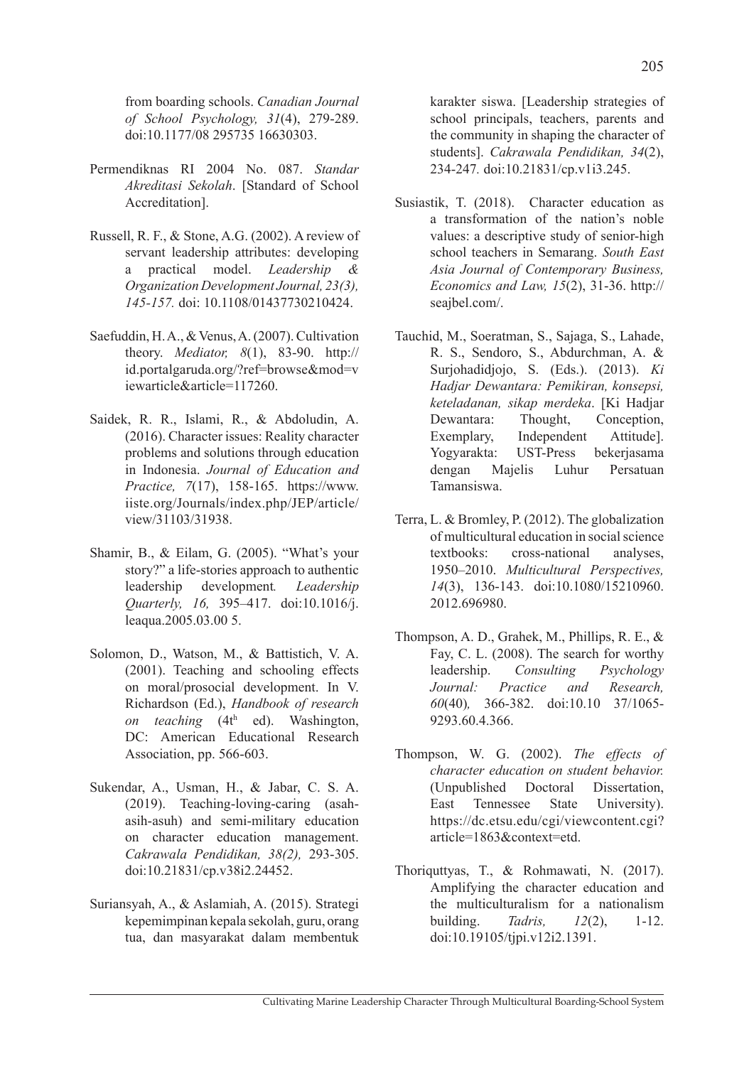from boarding schools. *Canadian Journal of School Psychology, 31*(4), 279-289. doi:10.1177/08 295735 16630303.

Permendiknas RI 2004 No. 087. *Standar Akreditasi Sekolah*. [Standard of School Accreditation].

Russell, R. F., & Stone, A.G. (2002). A review of servant leadership attributes: developing a practical model. *Leadership & Organization Development Journal, 23(3), 145-157.* doi: 10.1108/01437730210424.

Saefuddin, H. A., & Venus, A. (2007). Cultivation theory. *Mediator, 8*(1), 83-90. http://id.portalgaruda.org/?ref=browse&mod=viewarticle&article=117260.

Saidek, R. R., Islami, R., & Abdoludin, A. (2016). Character issues: Reality character problems and solutions through education in Indonesia. *Journal of Education and Practice, 7*(17), 158-165. https://www.iiste.org/Journals/index.php/JEP/article/view/31103/31938.

Shamir, B., & Eilam, G. (2005). "What's your story?" a life-stories approach to authentic leadership development*. Leadership Quarterly, 16,* 395–417. doi:10.1016/j.leaqua.2005.03.00 5.

Solomon, D., Watson, M., & Battistich, V. A. (2001). Teaching and schooling effects on moral/prosocial development. In V. Richardson (Ed.), *Handbook of research on teaching* (4th ed). Washington, DC: American Educational Research Association, pp. 566-603.

Sukendar, A., Usman, H., & Jabar, C. S. A. (2019). Teaching-loving-caring (asah-asih-asuh) and semi-military education on character education management. *Cakrawala Pendidikan, 38(2),* 293-305. doi:10.21831/cp.v38i2.24452.

Suriansyah, A., & Aslamiah, A. (2015). Strategi kepemimpinan kepala sekolah, guru, orang tua, dan masyarakat dalam membentuk karakter siswa. [Leadership strategies of school principals, teachers, parents and the community in shaping the character of students]. *Cakrawala Pendidikan, 34*(2), 234-247. doi:10.21831/cp.v1i3.245.

Susiastik, T. (2018). Character education as a transformation of the nation's noble values: a descriptive study of senior-high school teachers in Semarang. *South East Asia Journal of Contemporary Business, Economics and Law, 15*(2), 31-36. http://seajbel.com/.

Tauchid, M., Soeratman, S., Sajaga, S., Lahade, R. S., Sendoro, S., Abdurchman, A. & Surjohadidjojo, S. (Eds.). (2013). *Ki Hadjar Dewantara: Pemikiran, konsepsi, keteladanan, sikap merdeka*. [Ki Hadjar Dewantara: Thought, Conception, Exemplary, Independent Attitude]. Yogyarakta: UST-Press bekerjasama dengan Majelis Luhur Persatuan Tamansiswa.

Terra, L. & Bromley, P. (2012). The globalization of multicultural education in social science textbooks: cross-national analyses, 1950–2010. *Multicultural Perspectives, 14*(3), 136-143. doi:10.1080/15210960.2012.696980.

Thompson, A. D., Grahek, M., Phillips, R. E., & Fay, C. L. (2008). The search for worthy leadership. *Consulting Psychology Journal: Practice and Research, 60*(40)*,* 366-382. doi:10.10 37/1065-9293.60.4.366.

Thompson, W. G. (2002). *The effects of character education on student behavior.* (Unpublished Doctoral Dissertation, East Tennessee State University). https://dc.etsu.edu/cgi/viewcontent.cgi?article=1863&context=etd.

Thoriquttyas, T., & Rohmawati, N. (2017). Amplifying the character education and the multiculturalism for a nationalism building. *Tadris, 12*(2), 1-12. doi:10.19105/tjpi.v12i2.1391.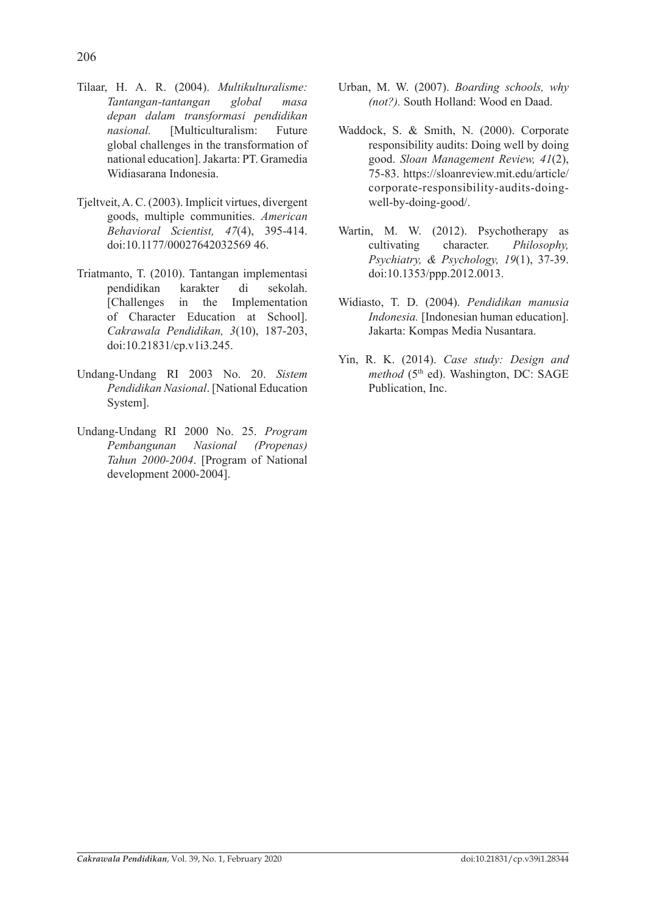Tilaar, H. A. R. (2004). *Multikulturalisme: Tantangan-tantangan global masa depan dalam transformasi pendidikan nasional.* [Multiculturalism: Future global challenges in the transformation of national education]. Jakarta: PT. Gramedia Widiasarana Indonesia.

Tjeltveit, A. C. (2003). Implicit virtues, divergent goods, multiple communities. *American Behavioral Scientist, 47*(4), 395-414. doi:10.1177/00027642032569 46.

Triatmanto, T. (2010). Tantangan implementasi pendidikan karakter di sekolah. [Challenges in the Implementation of Character Education at School]. *Cakrawala Pendidikan, 3*(10), 187-203, doi:10.21831/cp.v1i3.245.

Undang-Undang RI 2003 No. 20. *Sistem Pendidikan Nasional*. [National Education System].

Undang-Undang RI 2000 No. 25. *Program Pembangunan Nasional (Propenas) Tahun 2000-2004*. [Program of National development 2000-2004].

Urban, M. W. (2007). *Boarding schools, why (not?).* South Holland: Wood en Daad.

Waddock, S. & Smith, N. (2000). Corporate responsibility audits: Doing well by doing good. *Sloan Management Review, 41*(2), 75-83. https://sloanreview.mit.edu/article/corporate-responsibility-audits-doing-well-by-doing-good/.

Wartin, M. W. (2012). Psychotherapy as cultivating character. *Philosophy, Psychiatry, & Psychology, 19*(1), 37-39. doi:10.1353/ppp.2012.0013.

Widiasto, T. D. (2004). *Pendidikan manusia Indonesia.* [Indonesian human education]. Jakarta: Kompas Media Nusantara.

Yin, R. K. (2014). *Case study: Design and method* (5th ed). Washington, DC: SAGE Publication, Inc.